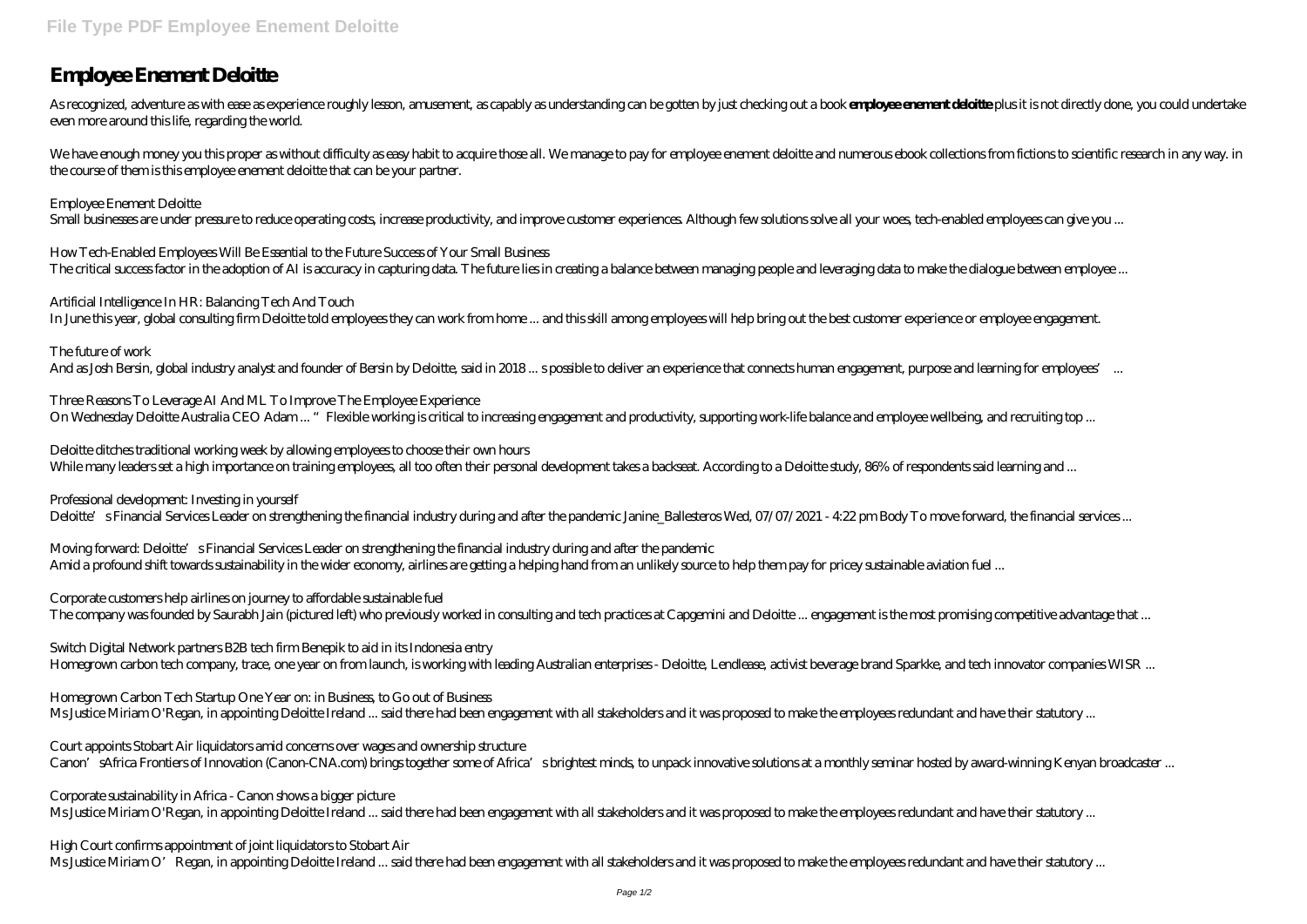# Employee Enement Deloitte

As recognized, adventure as with ease as experience roughly lesson, amusement, as capably as understanding can be gotten by just checking out a book **employee enement deloitte** plus it is not directly done, you could undertake even more around this life, regarding the world.

We have enough money you this proper as without difficulty as easy habit to acquire those all. We manage to pay for employee enement deloitte and numerous ebook collections from fictions to scientific research in any way. in the course of them is this employee enement deloitte that can be your partner.

*Employee Enement Deloitte*
Small businesses are under pressure to reduce operating costs, increase productivity, and improve customer experiences. Although few solutions solve all your woes, tech-enabled employees can give you ...

*How Tech-Enabled Employees Will Be Essential to the Future Success of Your Small Business*
The critical success factor in the adoption of AI is accuracy in capturing data. The future lies in creating a balance between managing people and leveraging data to make the dialogue between employee ...

*Artificial Intelligence In HR: Balancing Tech And Touch*
In June this year, global consulting firm Deloitte told employees they can work from home ... and this skill among employees will help bring out the best customer experience or employee engagement.

*The future of work*
And as Josh Bersin, global industry analyst and founder of Bersin by Deloitte, said in 2018 ... s possible to deliver an experience that connects human engagement, purpose and learning for employees' ...

*Three Reasons To Leverage AI And ML To Improve The Employee Experience*
On Wednesday Deloitte Australia CEO Adam ... "Flexible working is critical to increasing engagement and productivity, supporting work-life balance and employee wellbeing, and recruiting top ...

*Deloitte ditches traditional working week by allowing employees to choose their own hours*
While many leaders set a high importance on training employees, all too often their personal development takes a backseat. According to a Deloitte study, 86% of respondents said learning and ...

*Professional development: Investing in yourself*
Deloitte's Financial Services Leader on strengthening the financial industry during and after the pandemic Janine_Ballesteros Wed, 07/07/2021 - 4:22 pm Body To move forward, the financial services ...

*Moving forward: Deloitte's Financial Services Leader on strengthening the financial industry during and after the pandemic*
Amid a profound shift towards sustainability in the wider economy, airlines are getting a helping hand from an unlikely source to help them pay for pricey sustainable aviation fuel ...

*Corporate customers help airlines on journey to affordable sustainable fuel*
The company was founded by Saurabh Jain (pictured left) who previously worked in consulting and tech practices at Capgemini and Deloitte ... engagement is the most promising competitive advantage that ...

*Switch Digital Network partners B2B tech firm Benepik to aid in its Indonesia entry*
Homegrown carbon tech company, trace, one year on from launch, is working with leading Australian enterprises - Deloitte, Lendlease, activist beverage brand Sparkke, and tech innovator companies WISR ...

*Homegrown Carbon Tech Startup One Year on: in Business, to Go out of Business*
Ms Justice Miriam O'Regan, in appointing Deloitte Ireland ... said there had been engagement with all stakeholders and it was proposed to make the employees redundant and have their statutory ...

*Court appoints Stobart Air liquidators amid concerns over wages and ownership structure*
Canon's Africa Frontiers of Innovation (Canon-CNA.com) brings together some of Africa's brightest minds, to unpack innovative solutions at a monthly seminar hosted by award-winning Kenyan broadcaster ...

*Corporate sustainability in Africa - Canon shows a bigger picture*
Ms Justice Miriam O'Regan, in appointing Deloitte Ireland ... said there had been engagement with all stakeholders and it was proposed to make the employees redundant and have their statutory ...

*High Court confirms appointment of joint liquidators to Stobart Air*
Ms Justice Miriam O'Regan, in appointing Deloitte Ireland ... said there had been engagement with all stakeholders and it was proposed to make the employees redundant and have their statutory ...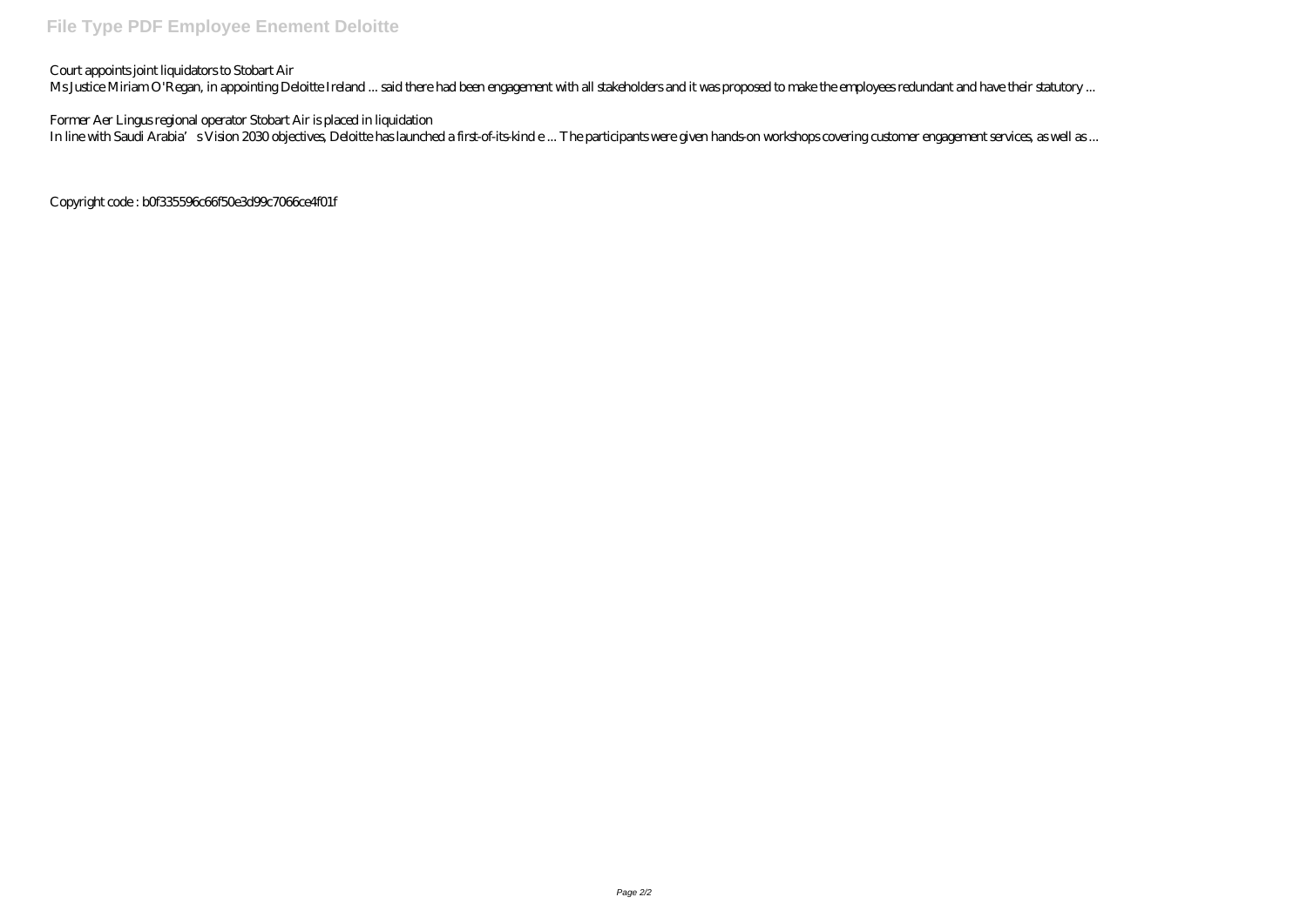Court appoints joint liquidators to Stobart Air
Ms Justice Miriam O'Regan, in appointing Deloitte Ireland ... said there had been engagement with all stakeholders and it was proposed to make the employees redundant and have their statutory ...

Former Aer Lingus regional operator Stobart Air is placed in liquidation
In line with Saudi Arabia's Vision 2030 objectives, Deloitte has launched a first-of-its-kind e ... The participants were given hands-on workshops covering customer engagement services, as well as ...

Copyright code : b0f335596c66f50e3d99c7066ce4f01f